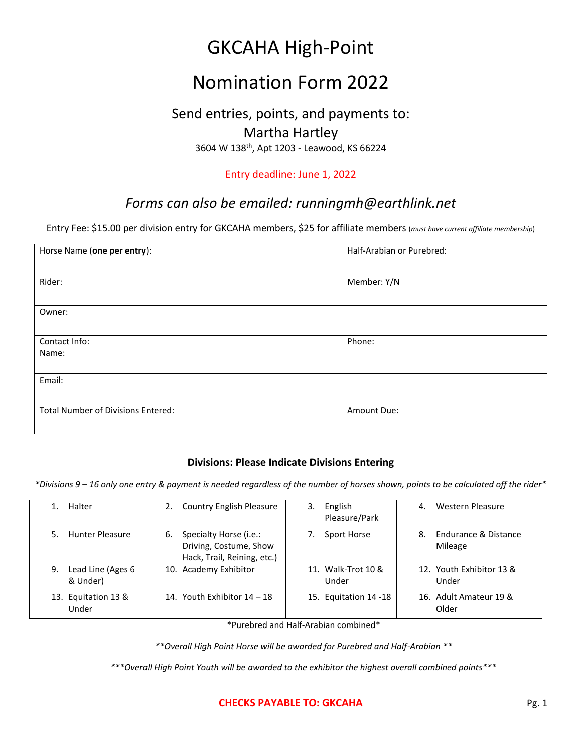# GKCAHA High-Point

# Nomination Form 2022

## Send entries, points, and payments to:

## Martha Hartley

3604 W 138th, Apt 1203 - Leawood, KS 66224

Entry deadline: June 1, 2022

## *Forms can also be emailed: runningmh@earthlink.net*

Entry Fee: $15.00 per division entry for GKCAHA members, $25 for affiliate members (*must have current affiliate membership*)

| | |
|---|---|
| Horse Name (**one per entry**): | Half-Arabian or Purebred: |
| Rider: | Member: Y/N |
| Owner: | |
| Contact Info:<br>Name: | Phone: |
| Email: | |
| Total Number of Divisions Entered: | Amount Due: |

### Divisions: Please Indicate Divisions Entering

*\*Divisions 9 – 16 only one entry & payment is needed regardless of the number of horses shown, points to be calculated off the rider\**

| | | | |
|---|---|---|---|
| 1. Halter | 2. Country English Pleasure | 3. English Pleasure/Park | 4. Western Pleasure |
| 5. Hunter Pleasure | 6. Specialty Horse (i.e.: Driving, Costume, Show Hack, Trail, Reining, etc.) | 7. Sport Horse | 8. Endurance & Distance Mileage |
| 9. Lead Line (Ages 6 & Under) | 10. Academy Exhibitor | 11. Walk-Trot 10 & Under | 12. Youth Exhibitor 13 & Under |
| 13. Equitation 13 & Under | 14. Youth Exhibitor 14 – 18 | 15. Equitation 14 -18 | 16. Adult Amateur 19 & Older |

\*Purebred and Half-Arabian combined\*

*\*\*Overall High Point Horse will be awarded for Purebred and Half-Arabian \*\**

*\*\*\*Overall High Point Youth will be awarded to the exhibitor the highest overall combined points\*\*\**

**CHECKS PAYABLE TO: GKCAHA**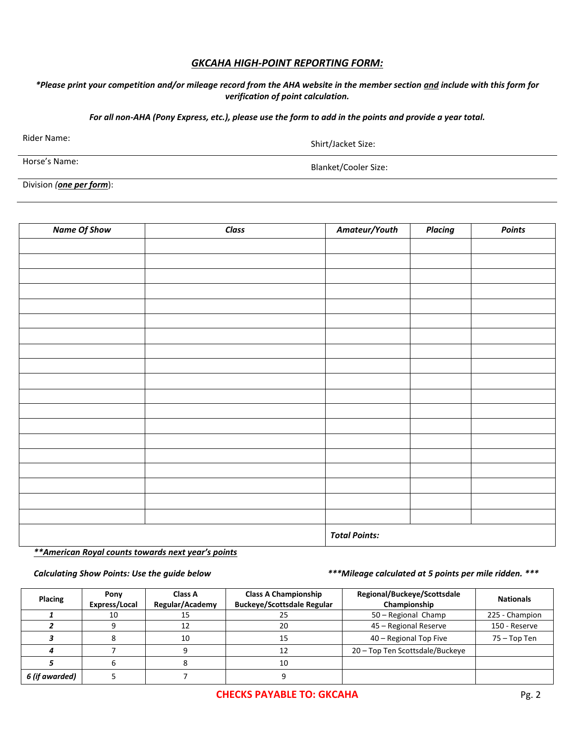## *GKCAHA HIGH-POINT REPORTING FORM:*

***Please print your competition and/or mileage record from the AHA website in the member section *and* include with this form for verification of point calculation.***

***For all non-AHA (Pony Express, etc.), please use the form to add in the points and provide a year total.***

Rider Name: Shirt/Jacket Size:

Horse's Name: Blanket/Cooler Size:

Division (***one per form***):

| *Name Of Show* | *Class* | *Amateur/Youth* | *Placing* | *Points* |
|---|---|---|---|---|
| | | | | |
| | | | | |
| | | | | |
| | | | | |
| | | | | |
| | | | | |
| | | | | |
| | | | | |
| | | | | |
| | | | | |
| | | | | |
| | | | | |
| | | | | |
| | | | | |
| | | | | |
| | | | | |
| | | | | |
| | | | | |
| | | | | |
| | | ***Total Points:*** | | |

***\*\*American Royal counts towards next year's points***

***Calculating Show Points: Use the guide below***

***\*\*\*Mileage calculated at 5 points per mile ridden. \*\*\****

| Placing | Pony Express/Local | Class A Regular/Academy | Class A Championship Buckeye/Scottsdale Regular | Regional/Buckeye/Scottsdale Championship | Nationals |
|---|---|---|---|---|---|
| ***1*** | 10 | 15 | 25 | 50 – Regional Champ | 225 - Champion |
| ***2*** | 9 | 12 | 20 | 45 – Regional Reserve | 150 - Reserve |
| ***3*** | 8 | 10 | 15 | 40 – Regional Top Five | 75 – Top Ten |
| ***4*** | 7 | 9 | 12 | 20 – Top Ten Scottsdale/Buckeye | |
| ***5*** | 6 | 8 | 10 | | |
| ***6 (if awarded)*** | 5 | 7 | 9 | | |

**CHECKS PAYABLE TO: GKCAHA**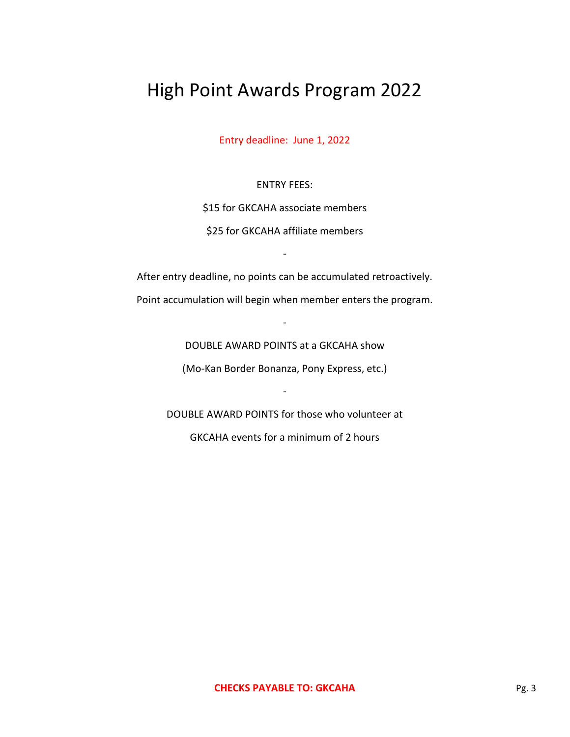# High Point Awards Program 2022

Entry deadline: June 1, 2022

ENTRY FEES:

$15 for GKCAHA associate members

$25 for GKCAHA affiliate members

-

After entry deadline, no points can be accumulated retroactively.

Point accumulation will begin when member enters the program.

-

DOUBLE AWARD POINTS at a GKCAHA show

(Mo-Kan Border Bonanza, Pony Express, etc.)

-

DOUBLE AWARD POINTS for those who volunteer at

GKCAHA events for a minimum of 2 hours

**CHECKS PAYABLE TO: GKCAHA**